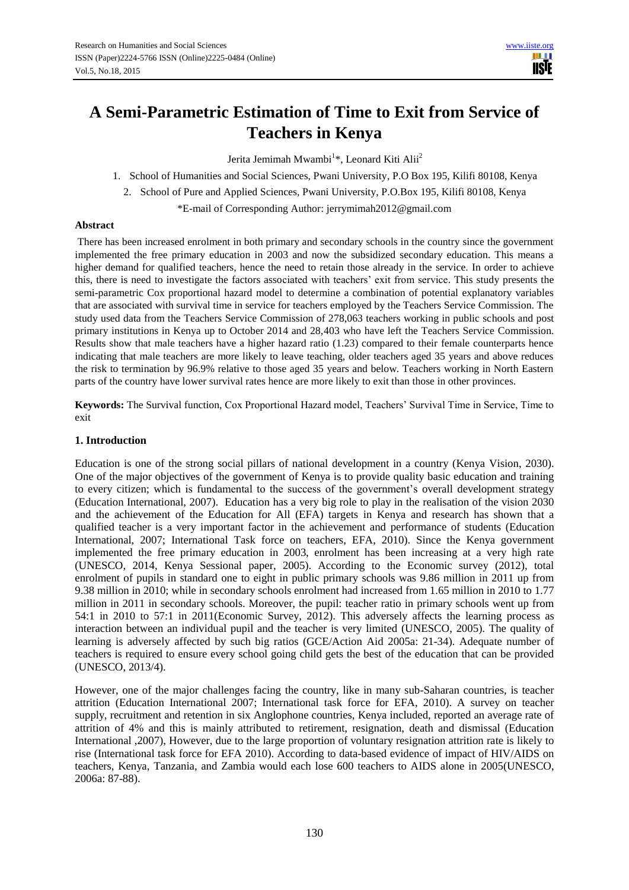# A Semi-Parametric Estimation of Time to Exit from Service of Teachers in Kenya

Jerita Jemimah Mwambi[1]*, Leonard Kiti Alii[2]

1. School of Humanities and Social Sciences, Pwani University, P.O Box 195, Kilifi 80108, Kenya
2. School of Pure and Applied Sciences, Pwani University, P.O.Box 195, Kilifi 80108, Kenya

*E-mail of Corresponding Author: jerrymimah2012@gmail.com

**Abstract**

There has been increased enrolment in both primary and secondary schools in the country since the government implemented the free primary education in 2003 and now the subsidized secondary education. This means a higher demand for qualified teachers, hence the need to retain those already in the service. In order to achieve this, there is need to investigate the factors associated with teachers' exit from service. This study presents the semi-parametric Cox proportional hazard model to determine a combination of potential explanatory variables that are associated with survival time in service for teachers employed by the Teachers Service Commission. The study used data from the Teachers Service Commission of 278,063 teachers working in public schools and post primary institutions in Kenya up to October 2014 and 28,403 who have left the Teachers Service Commission. Results show that male teachers have a higher hazard ratio (1.23) compared to their female counterparts hence indicating that male teachers are more likely to leave teaching, older teachers aged 35 years and above reduces the risk to termination by 96.9% relative to those aged 35 years and below. Teachers working in North Eastern parts of the country have lower survival rates hence are more likely to exit than those in other provinces.

**Keywords:** The Survival function, Cox Proportional Hazard model, Teachers' Survival Time in Service, Time to exit

## 1. Introduction

Education is one of the strong social pillars of national development in a country (Kenya Vision, 2030). One of the major objectives of the government of Kenya is to provide quality basic education and training to every citizen; which is fundamental to the success of the government's overall development strategy (Education International, 2007). Education has a very big role to play in the realisation of the vision 2030 and the achievement of the Education for All (EFA) targets in Kenya and research has shown that a qualified teacher is a very important factor in the achievement and performance of students (Education International, 2007; International Task force on teachers, EFA, 2010). Since the Kenya government implemented the free primary education in 2003, enrolment has been increasing at a very high rate (UNESCO, 2014, Kenya Sessional paper, 2005). According to the Economic survey (2012), total enrolment of pupils in standard one to eight in public primary schools was 9.86 million in 2011 up from 9.38 million in 2010; while in secondary schools enrolment had increased from 1.65 million in 2010 to 1.77 million in 2011 in secondary schools. Moreover, the pupil: teacher ratio in primary schools went up from 54:1 in 2010 to 57:1 in 2011(Economic Survey, 2012). This adversely affects the learning process as interaction between an individual pupil and the teacher is very limited (UNESCO, 2005). The quality of learning is adversely affected by such big ratios (GCE/Action Aid 2005a: 21-34). Adequate number of teachers is required to ensure every school going child gets the best of the education that can be provided (UNESCO, 2013/4).

However, one of the major challenges facing the country, like in many sub-Saharan countries, is teacher attrition (Education International 2007; International task force for EFA, 2010). A survey on teacher supply, recruitment and retention in six Anglophone countries, Kenya included, reported an average rate of attrition of 4% and this is mainly attributed to retirement, resignation, death and dismissal (Education International ,2007), However, due to the large proportion of voluntary resignation attrition rate is likely to rise (International task force for EFA 2010). According to data-based evidence of impact of HIV/AIDS on teachers, Kenya, Tanzania, and Zambia would each lose 600 teachers to AIDS alone in 2005(UNESCO, 2006a: 87-88).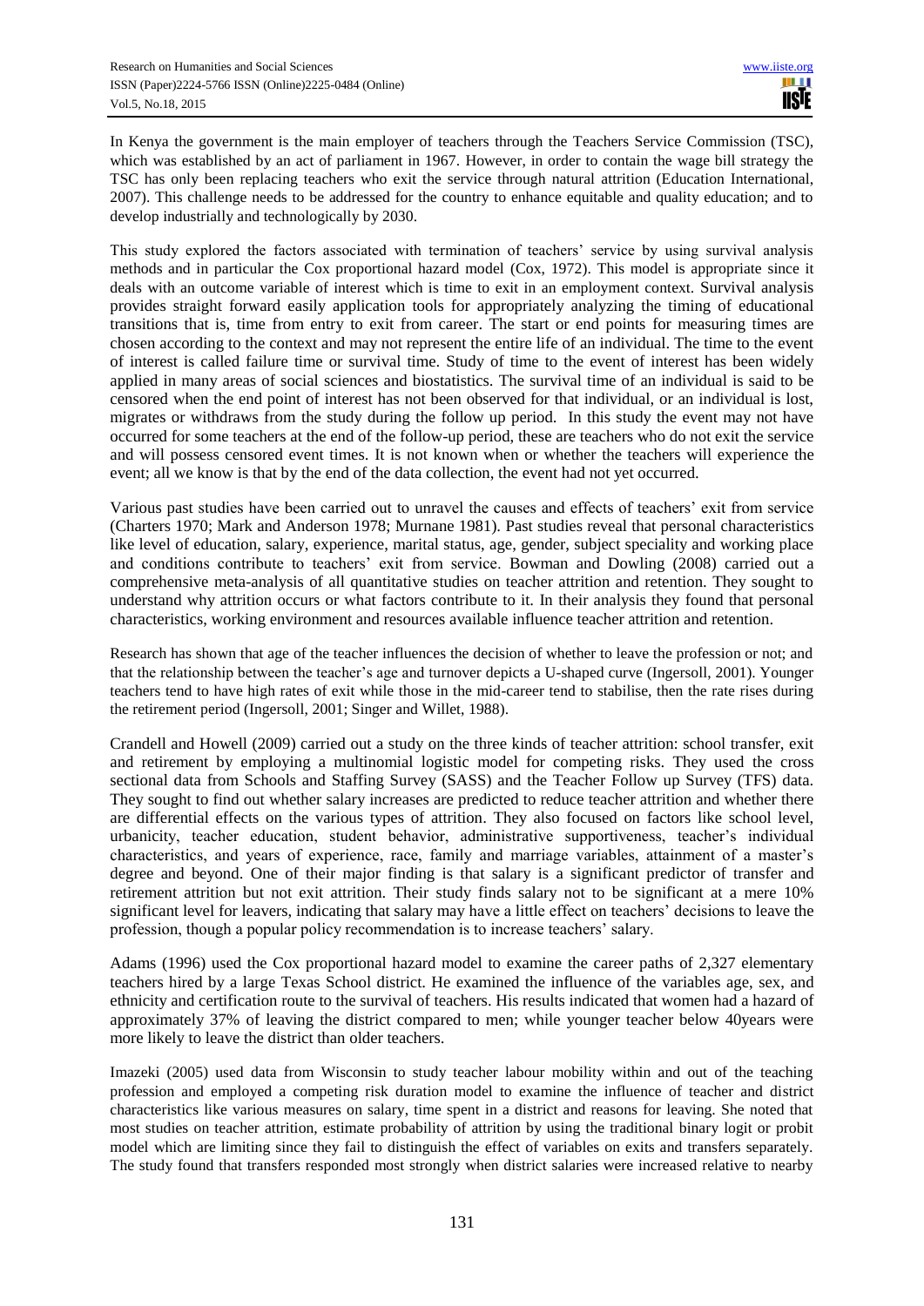In Kenya the government is the main employer of teachers through the Teachers Service Commission (TSC), which was established by an act of parliament in 1967. However, in order to contain the wage bill strategy the TSC has only been replacing teachers who exit the service through natural attrition (Education International, 2007). This challenge needs to be addressed for the country to enhance equitable and quality education; and to develop industrially and technologically by 2030.

This study explored the factors associated with termination of teachers' service by using survival analysis methods and in particular the Cox proportional hazard model (Cox, 1972). This model is appropriate since it deals with an outcome variable of interest which is time to exit in an employment context. Survival analysis provides straight forward easily application tools for appropriately analyzing the timing of educational transitions that is, time from entry to exit from career. The start or end points for measuring times are chosen according to the context and may not represent the entire life of an individual. The time to the event of interest is called failure time or survival time. Study of time to the event of interest has been widely applied in many areas of social sciences and biostatistics. The survival time of an individual is said to be censored when the end point of interest has not been observed for that individual, or an individual is lost, migrates or withdraws from the study during the follow up period. In this study the event may not have occurred for some teachers at the end of the follow-up period, these are teachers who do not exit the service and will possess censored event times. It is not known when or whether the teachers will experience the event; all we know is that by the end of the data collection, the event had not yet occurred.

Various past studies have been carried out to unravel the causes and effects of teachers' exit from service (Charters 1970; Mark and Anderson 1978; Murnane 1981). Past studies reveal that personal characteristics like level of education, salary, experience, marital status, age, gender, subject speciality and working place and conditions contribute to teachers' exit from service. Bowman and Dowling (2008) carried out a comprehensive meta-analysis of all quantitative studies on teacher attrition and retention. They sought to understand why attrition occurs or what factors contribute to it. In their analysis they found that personal characteristics, working environment and resources available influence teacher attrition and retention.

Research has shown that age of the teacher influences the decision of whether to leave the profession or not; and that the relationship between the teacher's age and turnover depicts a U-shaped curve (Ingersoll, 2001). Younger teachers tend to have high rates of exit while those in the mid-career tend to stabilise, then the rate rises during the retirement period (Ingersoll, 2001; Singer and Willet, 1988).

Crandell and Howell (2009) carried out a study on the three kinds of teacher attrition: school transfer, exit and retirement by employing a multinomial logistic model for competing risks. They used the cross sectional data from Schools and Staffing Survey (SASS) and the Teacher Follow up Survey (TFS) data. They sought to find out whether salary increases are predicted to reduce teacher attrition and whether there are differential effects on the various types of attrition. They also focused on factors like school level, urbanicity, teacher education, student behavior, administrative supportiveness, teacher's individual characteristics, and years of experience, race, family and marriage variables, attainment of a master's degree and beyond. One of their major finding is that salary is a significant predictor of transfer and retirement attrition but not exit attrition. Their study finds salary not to be significant at a mere 10% significant level for leavers, indicating that salary may have a little effect on teachers' decisions to leave the profession, though a popular policy recommendation is to increase teachers' salary.

Adams (1996) used the Cox proportional hazard model to examine the career paths of 2,327 elementary teachers hired by a large Texas School district. He examined the influence of the variables age, sex, and ethnicity and certification route to the survival of teachers. His results indicated that women had a hazard of approximately 37% of leaving the district compared to men; while younger teacher below 40years were more likely to leave the district than older teachers.

Imazeki (2005) used data from Wisconsin to study teacher labour mobility within and out of the teaching profession and employed a competing risk duration model to examine the influence of teacher and district characteristics like various measures on salary, time spent in a district and reasons for leaving. She noted that most studies on teacher attrition, estimate probability of attrition by using the traditional binary logit or probit model which are limiting since they fail to distinguish the effect of variables on exits and transfers separately. The study found that transfers responded most strongly when district salaries were increased relative to nearby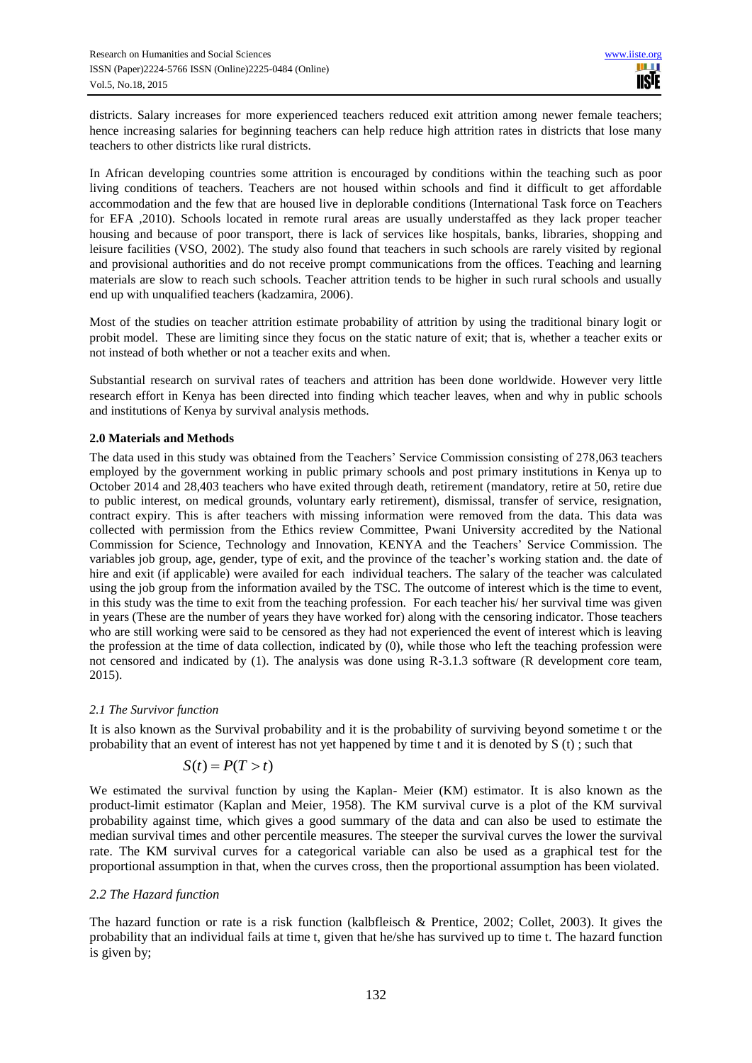districts. Salary increases for more experienced teachers reduced exit attrition among newer female teachers; hence increasing salaries for beginning teachers can help reduce high attrition rates in districts that lose many teachers to other districts like rural districts.

In African developing countries some attrition is encouraged by conditions within the teaching such as poor living conditions of teachers. Teachers are not housed within schools and find it difficult to get affordable accommodation and the few that are housed live in deplorable conditions (International Task force on Teachers for EFA ,2010). Schools located in remote rural areas are usually understaffed as they lack proper teacher housing and because of poor transport, there is lack of services like hospitals, banks, libraries, shopping and leisure facilities (VSO, 2002). The study also found that teachers in such schools are rarely visited by regional and provisional authorities and do not receive prompt communications from the offices. Teaching and learning materials are slow to reach such schools. Teacher attrition tends to be higher in such rural schools and usually end up with unqualified teachers (kadzamira, 2006).

Most of the studies on teacher attrition estimate probability of attrition by using the traditional binary logit or probit model. These are limiting since they focus on the static nature of exit; that is, whether a teacher exits or not instead of both whether or not a teacher exits and when.

Substantial research on survival rates of teachers and attrition has been done worldwide. However very little research effort in Kenya has been directed into finding which teacher leaves, when and why in public schools and institutions of Kenya by survival analysis methods.

## 2.0 Materials and Methods

The data used in this study was obtained from the Teachers' Service Commission consisting of 278,063 teachers employed by the government working in public primary schools and post primary institutions in Kenya up to October 2014 and 28,403 teachers who have exited through death, retirement (mandatory, retire at 50, retire due to public interest, on medical grounds, voluntary early retirement), dismissal, transfer of service, resignation, contract expiry. This is after teachers with missing information were removed from the data. This data was collected with permission from the Ethics review Committee, Pwani University accredited by the National Commission for Science, Technology and Innovation, KENYA and the Teachers' Service Commission. The variables job group, age, gender, type of exit, and the province of the teacher's working station and. the date of hire and exit (if applicable) were availed for each individual teachers. The salary of the teacher was calculated using the job group from the information availed by the TSC. The outcome of interest which is the time to event, in this study was the time to exit from the teaching profession. For each teacher his/ her survival time was given in years (These are the number of years they have worked for) along with the censoring indicator. Those teachers who are still working were said to be censored as they had not experienced the event of interest which is leaving the profession at the time of data collection, indicated by (0), while those who left the teaching profession were not censored and indicated by (1). The analysis was done using R-3.1.3 software (R development core team, 2015).

### *2.1 The Survivor function*

It is also known as the Survival probability and it is the probability of surviving beyond sometime t or the probability that an event of interest has not yet happened by time t and it is denoted by S (t) ; such that

$$S(t) = P(T > t)$$

We estimated the survival function by using the Kaplan- Meier (KM) estimator. It is also known as the product-limit estimator (Kaplan and Meier, 1958). The KM survival curve is a plot of the KM survival probability against time, which gives a good summary of the data and can also be used to estimate the median survival times and other percentile measures. The steeper the survival curves the lower the survival rate. The KM survival curves for a categorical variable can also be used as a graphical test for the proportional assumption in that, when the curves cross, then the proportional assumption has been violated.

### *2.2 The Hazard function*

The hazard function or rate is a risk function (kalbfleisch & Prentice, 2002; Collet, 2003). It gives the probability that an individual fails at time t, given that he/she has survived up to time t. The hazard function is given by;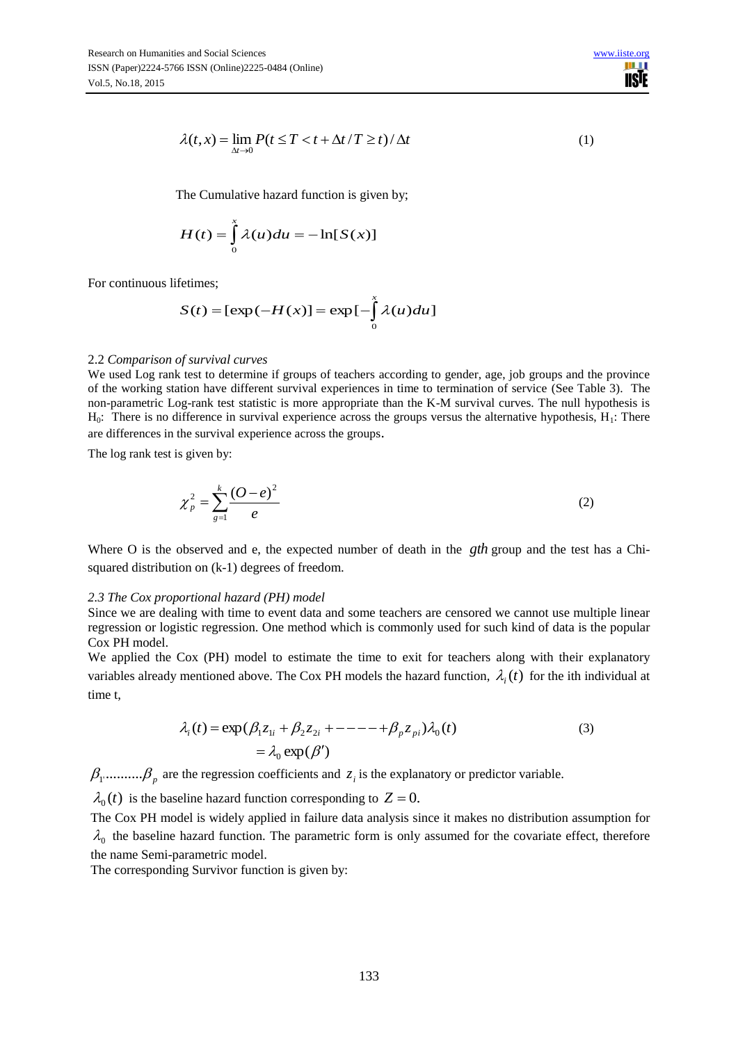$$\lambda(t,x) = \lim_{\Delta t \to 0} P(t \leq T < t + \Delta t / T \geq t) / \Delta t \qquad (1)$$

The Cumulative hazard function is given by;

$$H(t) = \int_0^x \lambda(u)du = -\ln[S(x)]$$

For continuous lifetimes;

$$S(t) = [\exp(-H(x)] = \exp[-\int_0^x \lambda(u)du]$$

### 2.2 *Comparison of survival curves*

We used Log rank test to determine if groups of teachers according to gender, age, job groups and the province of the working station have different survival experiences in time to termination of service (See Table 3). The non-parametric Log-rank test statistic is more appropriate than the K-M survival curves. The null hypothesis is $H_0$: There is no difference in survival experience across the groups versus the alternative hypothesis, $H_1$: There are differences in the survival experience across the groups.

The log rank test is given by:

$$\chi_p^2 = \sum_{g=1}^{k} \frac{(O-e)^2}{e} \qquad (2)$$

Where O is the observed and e, the expected number of death in the $gth$ group and the test has a Chi-squared distribution on (k-1) degrees of freedom.

### *2.3 The Cox proportional hazard (PH) model*

Since we are dealing with time to event data and some teachers are censored we cannot use multiple linear regression or logistic regression. One method which is commonly used for such kind of data is the popular Cox PH model.

We applied the Cox (PH) model to estimate the time to exit for teachers along with their explanatory variables already mentioned above. The Cox PH models the hazard function, $\lambda_i(t)$ for the ith individual at time t,

$$\begin{aligned}\lambda_i(t) &= \exp(\beta_1 z_{1i} + \beta_2 z_{2i} + ----+\beta_p z_{pi})\lambda_0(t) \\ &= \lambda_0 \exp(\beta') \end{aligned} \qquad (3)$$

$\beta_{1}..........\beta_p$ are the regression coefficients and $z_i$ is the explanatory or predictor variable.

$\lambda_0(t)$ is the baseline hazard function corresponding to $Z = 0$.

The Cox PH model is widely applied in failure data analysis since it makes no distribution assumption for $\lambda_0$ the baseline hazard function. The parametric form is only assumed for the covariate effect, therefore the name Semi-parametric model.

The corresponding Survivor function is given by: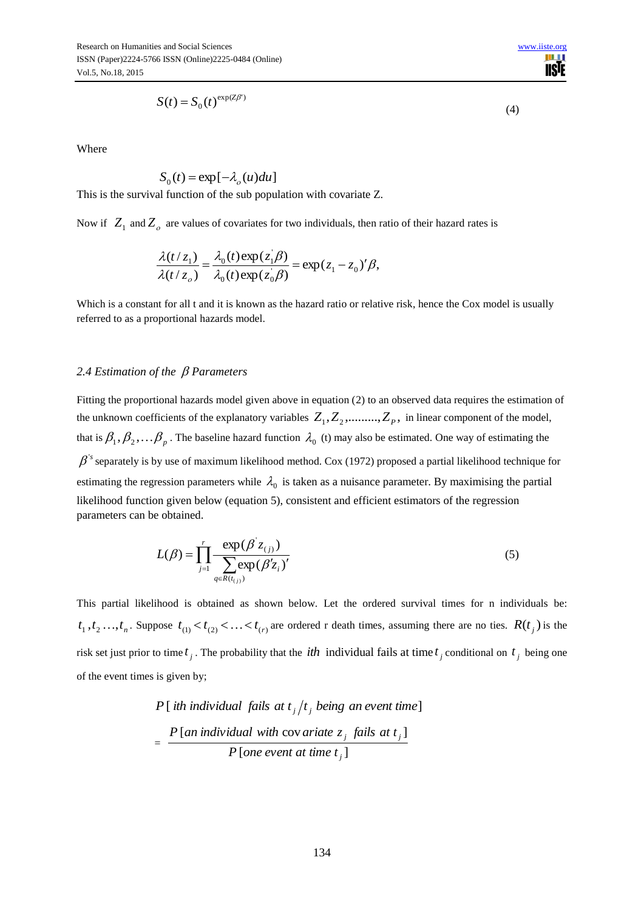$$S(t) = S_0(t)^{\exp(Z\beta')} \tag{4}$$

Where

$$S_0(t) = \exp[-\lambda_o(u)du]$$

This is the survival function of the sub population with covariate Z.

Now if $Z_1$ and $Z_o$ are values of covariates for two individuals, then ratio of their hazard rates is

$$\frac{\lambda(t/z_1)}{\lambda(t/z_o)} = \frac{\lambda_0(t)\exp(z_1'\beta)}{\lambda_0(t)\exp(z_0'\beta)} = \exp(z_1 - z_0)'\beta,$$

Which is a constant for all t and it is known as the hazard ratio or relative risk, hence the Cox model is usually referred to as a proportional hazards model.

### *2.4 Estimation of the $\beta$ Parameters*

Fitting the proportional hazards model given above in equation (2) to an observed data requires the estimation of the unknown coefficients of the explanatory variables $Z_1, Z_2, \ldots\ldots\ldots, Z_P$, in linear component of the model, that is $\beta_1, \beta_2, \ldots \beta_p$. The baseline hazard function $\lambda_0$ (t) may also be estimated. One way of estimating the $\beta^{'s}$ separately is by use of maximum likelihood method. Cox (1972) proposed a partial likelihood technique for estimating the regression parameters while $\lambda_0$ is taken as a nuisance parameter. By maximising the partial likelihood function given below (equation 5), consistent and efficient estimators of the regression parameters can be obtained.

$$L(\beta) = \prod_{j=1}^{r} \frac{\exp(\beta' z_{(j)})}{\sum_{q \in R(t_{(j)})} \exp(\beta' z_i)'} \tag{5}$$

This partial likelihood is obtained as shown below. Let the ordered survival times for n individuals be: $t_1, t_2 \ldots, t_n$. Suppose $t_{(1)} < t_{(2)} < \ldots < t_{(r)}$ are ordered r death times, assuming there are no ties. $R(t_j)$ is the risk set just prior to time $t_j$. The probability that the $ith$ individual fails at time $t_j$ conditional on $t_j$ being one of the event times is given by;

$$P\,[\,ith\ individual\ \ fails\ at\ t_j / t_j\ being\ an\ event\ time]$$

$$= \frac{P\,[an\ individual\ with\ covariate\ z_j\ \ fails\ at\ t_j]}{P\,[one\ event\ at\ time\ t_j]}$$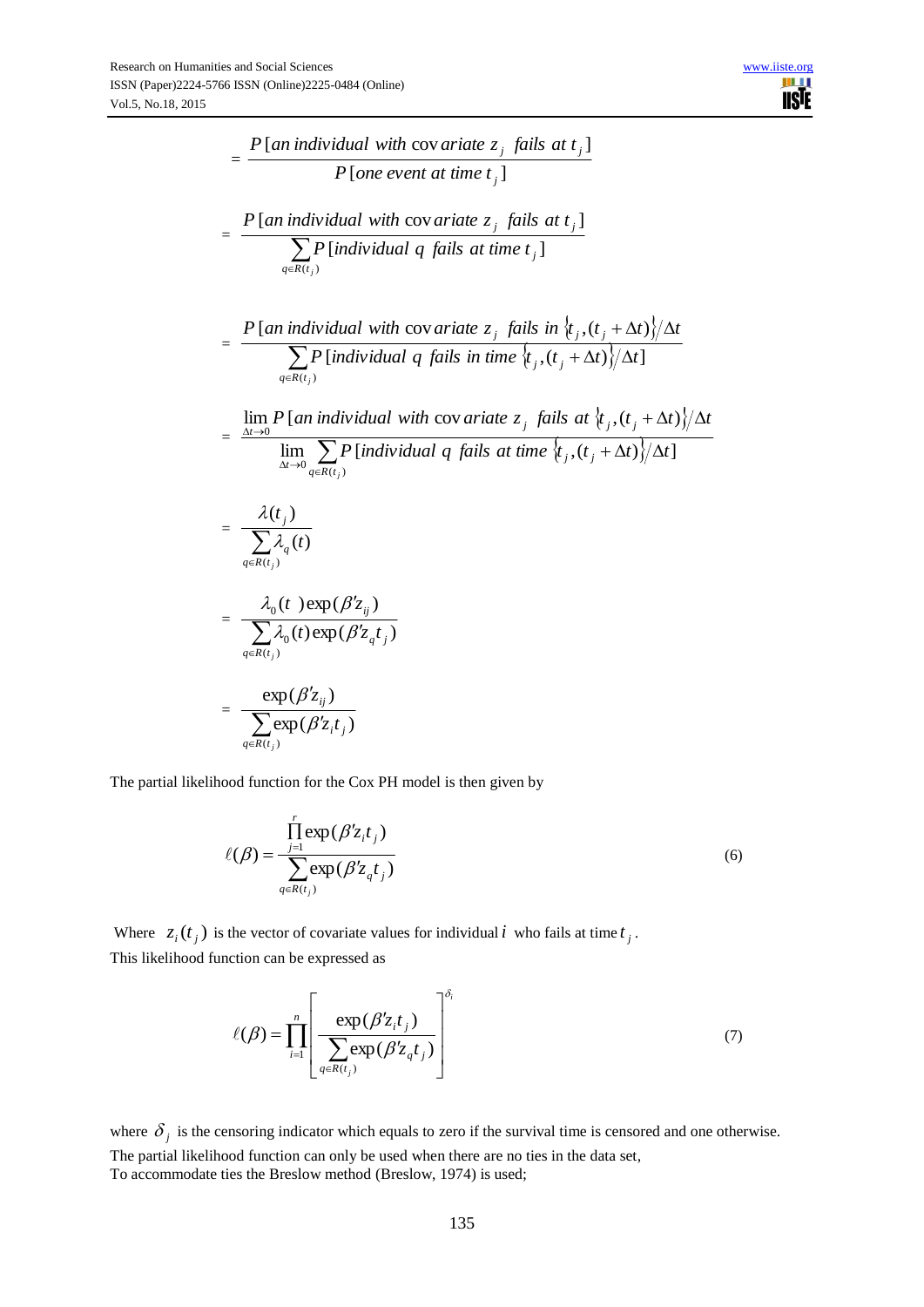$$= \frac{P[\text{an individual with covariate } z_j \text{ fails at } t_j]}{P[\text{one event at time } t_j]}$$

$$= \frac{P[\text{an individual with covariate } z_j \text{ fails at } t_j]}{\sum_{q \in R(t_j)} P[\text{individual } q \text{ fails at time } t_j]}$$

$$= \frac{P[\text{an individual with covariate } z_j \text{ fails in } \{t_j, (t_j + \Delta t)\} / \Delta t}{\sum_{q \in R(t_j)} P[\text{individual } q \text{ fails in time } \{t_j, (t_j + \Delta t)\} / \Delta t]}$$

$$= \frac{\lim_{\Delta t \to 0} P[\text{an individual with covariate } z_j \text{ fails at } \{t_j, (t_j + \Delta t)\} / \Delta t}{\lim_{\Delta t \to 0} \sum_{q \in R(t_j)} P[\text{individual } q \text{ fails at time } \{t_j, (t_j + \Delta t)\} / \Delta t]}$$

$$= \frac{\lambda(t_j)}{\sum_{q \in R(t_j)} \lambda_q(t)}$$

$$= \frac{\lambda_0(t\ ) \exp(\beta' z_{ij})}{\sum_{q \in R(t_j)} \lambda_0(t) \exp(\beta' z_q t_j)}$$

$$= \frac{\exp(\beta' z_{ij})}{\sum_{q \in R(t_j)} \exp(\beta' z_i t_j)}$$

The partial likelihood function for the Cox PH model is then given by

$$\ell(\beta) = \frac{\prod_{j=1}^{r} \exp(\beta' z_i t_j)}{\sum_{q \in R(t_j)} \exp(\beta' z_q t_j)} \tag{6}$$

Where $z_i(t_j)$ is the vector of covariate values for individual $i$ who fails at time $t_j$.

This likelihood function can be expressed as

$$\ell(\beta) = \prod_{i=1}^{n} \left[ \frac{\exp(\beta' z_i t_j)}{\sum_{q \in R(t_j)} \exp(\beta' z_q t_j)} \right]^{\delta_i} \tag{7}$$

where $\delta_j$ is the censoring indicator which equals to zero if the survival time is censored and one otherwise.

The partial likelihood function can only be used when there are no ties in the data set,

To accommodate ties the Breslow method (Breslow, 1974) is used;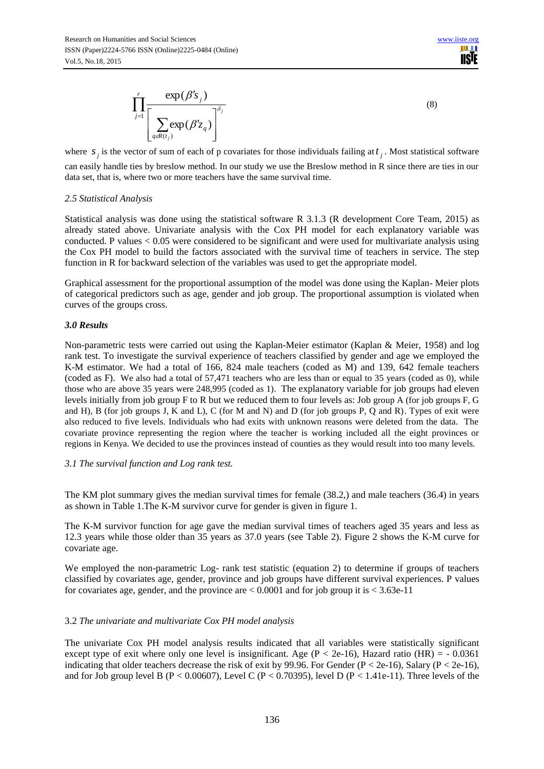$$\prod_{j=1}^{r} \frac{\exp(\beta' s_j)}{\left[ \sum_{q \in R(t_j)} \exp(\beta' z_q) \right]^{\delta_j}} \quad (8)$$

where $s_j$ is the vector of sum of each of p covariates for those individuals failing at $t_j$. Most statistical software can easily handle ties by breslow method. In our study we use the Breslow method in R since there are ties in our data set, that is, where two or more teachers have the same survival time.

### *2.5 Statistical Analysis*

Statistical analysis was done using the statistical software R 3.1.3 (R development Core Team, 2015) as already stated above. Univariate analysis with the Cox PH model for each explanatory variable was conducted. P values < 0.05 were considered to be significant and were used for multivariate analysis using the Cox PH model to build the factors associated with the survival time of teachers in service. The step function in R for backward selection of the variables was used to get the appropriate model.

Graphical assessment for the proportional assumption of the model was done using the Kaplan- Meier plots of categorical predictors such as age, gender and job group. The proportional assumption is violated when curves of the groups cross.

## ***3.0 Results***

Non-parametric tests were carried out using the Kaplan-Meier estimator (Kaplan & Meier, 1958) and log rank test. To investigate the survival experience of teachers classified by gender and age we employed the K-M estimator. We had a total of 166, 824 male teachers (coded as M) and 139, 642 female teachers (coded as F). We also had a total of 57,471 teachers who are less than or equal to 35 years (coded as 0), while those who are above 35 years were 248,995 (coded as 1). The explanatory variable for job group had eleven levels initially from job group F to R but we reduced them to four levels as: Job group A (for job groups F, G and H), B (for job groups J, K and L), C (for M and N) and D (for job groups P, Q and R). Types of exit were also reduced to five levels. Individuals who had exits with unknown reasons were deleted from the data. The covariate province representing the region where the teacher is working included all the eight provinces or regions in Kenya. We decided to use the provinces instead of counties as they would result into too many levels.

### *3.1 The survival function and Log rank test.*

The KM plot summary gives the median survival times for female (38.2,) and male teachers (36.4) in years as shown in Table 1.The K-M survivor curve for gender is given in figure 1.

The K-M survivor function for age gave the median survival times of teachers aged 35 years and less as 12.3 years while those older than 35 years as 37.0 years (see Table 2). Figure 2 shows the K-M curve for covariate age.

We employed the non-parametric Log- rank test statistic (equation 2) to determine if groups of teachers classified by covariates age, gender, province and job groups have different survival experiences. P values for covariates age, gender, and the province are < 0.0001 and for job group it is < 3.63e-11

### 3.2 *The univariate and multivariate Cox PH model analysis*

The univariate Cox PH model analysis results indicated that all variables were statistically significant except type of exit where only one level is insignificant. Age (P < 2e-16), Hazard ratio (HR) = - 0.0361 indicating that older teachers decrease the risk of exit by 99.96. For Gender (P < 2e-16), Salary (P < 2e-16), and for Job group level B (P < 0.00607), Level C (P < 0.70395), level D (P < 1.41e-11). Three levels of the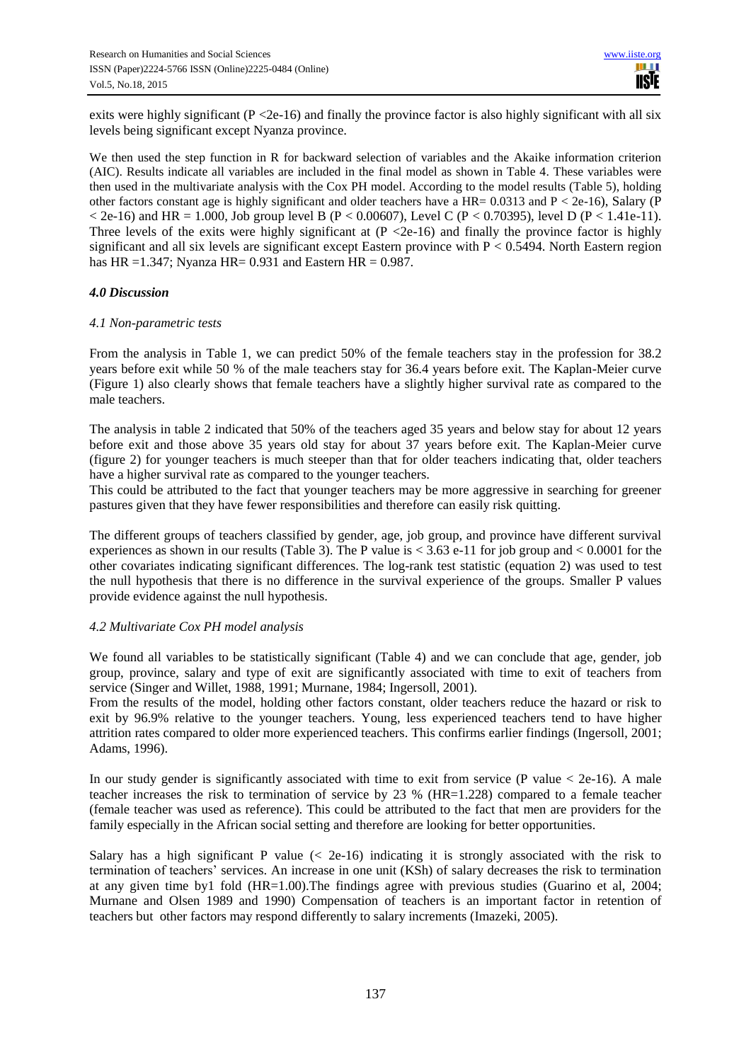exits were highly significant ($P < 2e\text{-}16$) and finally the province factor is also highly significant with all six levels being significant except Nyanza province.

We then used the step function in R for backward selection of variables and the Akaike information criterion (AIC). Results indicate all variables are included in the final model as shown in Table 4. These variables were then used in the multivariate analysis with the Cox PH model. According to the model results (Table 5), holding other factors constant age is highly significant and older teachers have a HR= 0.0313 and $P < 2e\text{-}16$), Salary ($P < 2e\text{-}16$) and HR = 1.000, Job group level B ($P < 0.00607$), Level C ($P < 0.70395$), level D ($P < 1.41e\text{-}11$). Three levels of the exits were highly significant at ($P < 2e\text{-}16$) and finally the province factor is highly significant and all six levels are significant except Eastern province with $P < 0.5494$. North Eastern region has HR =1.347; Nyanza HR= 0.931 and Eastern HR = 0.987.

### *4.0 Discussion*

#### *4.1 Non-parametric tests*

From the analysis in Table 1, we can predict 50% of the female teachers stay in the profession for 38.2 years before exit while 50 % of the male teachers stay for 36.4 years before exit. The Kaplan-Meier curve (Figure 1) also clearly shows that female teachers have a slightly higher survival rate as compared to the male teachers.

The analysis in table 2 indicated that 50% of the teachers aged 35 years and below stay for about 12 years before exit and those above 35 years old stay for about 37 years before exit. The Kaplan-Meier curve (figure 2) for younger teachers is much steeper than that for older teachers indicating that, older teachers have a higher survival rate as compared to the younger teachers.
This could be attributed to the fact that younger teachers may be more aggressive in searching for greener pastures given that they have fewer responsibilities and therefore can easily risk quitting.

The different groups of teachers classified by gender, age, job group, and province have different survival experiences as shown in our results (Table 3). The P value is $< 3.63\text{ e-}11$ for job group and $< 0.0001$ for the other covariates indicating significant differences. The log-rank test statistic (equation 2) was used to test the null hypothesis that there is no difference in the survival experience of the groups. Smaller P values provide evidence against the null hypothesis.

#### *4.2 Multivariate Cox PH model analysis*

We found all variables to be statistically significant (Table 4) and we can conclude that age, gender, job group, province, salary and type of exit are significantly associated with time to exit of teachers from service (Singer and Willet, 1988, 1991; Murnane, 1984; Ingersoll, 2001).
From the results of the model, holding other factors constant, older teachers reduce the hazard or risk to exit by 96.9% relative to the younger teachers. Young, less experienced teachers tend to have higher attrition rates compared to older more experienced teachers. This confirms earlier findings (Ingersoll, 2001; Adams, 1996).

In our study gender is significantly associated with time to exit from service (P value $< 2e\text{-}16$). A male teacher increases the risk to termination of service by 23 % (HR=1.228) compared to a female teacher (female teacher was used as reference). This could be attributed to the fact that men are providers for the family especially in the African social setting and therefore are looking for better opportunities.

Salary has a high significant P value ($< 2e\text{-}16$) indicating it is strongly associated with the risk to termination of teachers' services. An increase in one unit (KSh) of salary decreases the risk to termination at any given time by1 fold (HR=1.00).The findings agree with previous studies (Guarino et al, 2004; Murnane and Olsen 1989 and 1990) Compensation of teachers is an important factor in retention of teachers but other factors may respond differently to salary increments (Imazeki, 2005).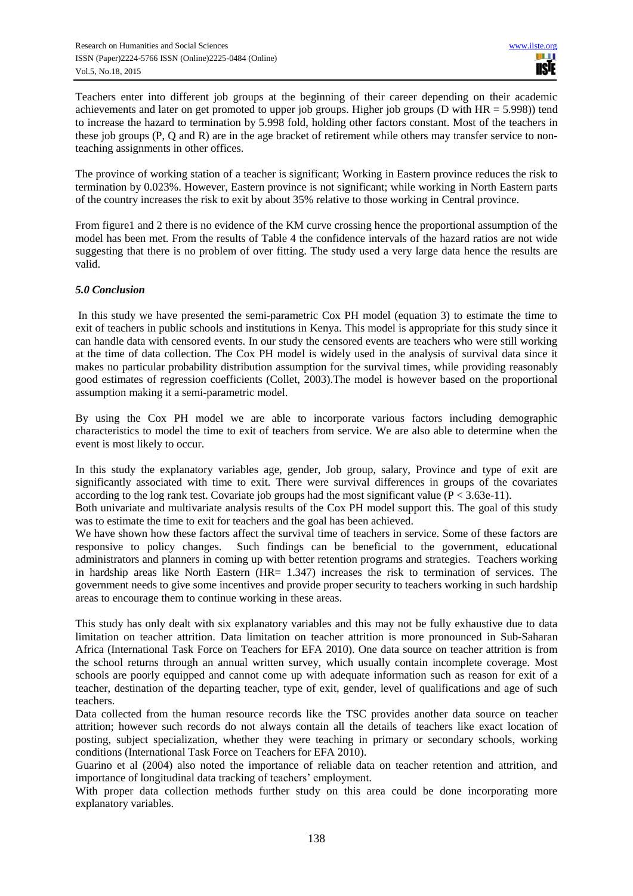Teachers enter into different job groups at the beginning of their career depending on their academic achievements and later on get promoted to upper job groups. Higher job groups (D with HR = 5.998)) tend to increase the hazard to termination by 5.998 fold, holding other factors constant. Most of the teachers in these job groups (P, Q and R) are in the age bracket of retirement while others may transfer service to non-teaching assignments in other offices.

The province of working station of a teacher is significant; Working in Eastern province reduces the risk to termination by 0.023%. However, Eastern province is not significant; while working in North Eastern parts of the country increases the risk to exit by about 35% relative to those working in Central province.

From figure1 and 2 there is no evidence of the KM curve crossing hence the proportional assumption of the model has been met. From the results of Table 4 the confidence intervals of the hazard ratios are not wide suggesting that there is no problem of over fitting. The study used a very large data hence the results are valid.

### *5.0 Conclusion*

In this study we have presented the semi-parametric Cox PH model (equation 3) to estimate the time to exit of teachers in public schools and institutions in Kenya. This model is appropriate for this study since it can handle data with censored events. In our study the censored events are teachers who were still working at the time of data collection. The Cox PH model is widely used in the analysis of survival data since it makes no particular probability distribution assumption for the survival times, while providing reasonably good estimates of regression coefficients (Collet, 2003).The model is however based on the proportional assumption making it a semi-parametric model.

By using the Cox PH model we are able to incorporate various factors including demographic characteristics to model the time to exit of teachers from service. We are also able to determine when the event is most likely to occur.

In this study the explanatory variables age, gender, Job group, salary, Province and type of exit are significantly associated with time to exit. There were survival differences in groups of the covariates according to the log rank test. Covariate job groups had the most significant value ($P < 3.63e\text{-}11$).
Both univariate and multivariate analysis results of the Cox PH model support this. The goal of this study was to estimate the time to exit for teachers and the goal has been achieved.
We have shown how these factors affect the survival time of teachers in service. Some of these factors are responsive to policy changes. Such findings can be beneficial to the government, educational administrators and planners in coming up with better retention programs and strategies. Teachers working in hardship areas like North Eastern (HR= 1.347) increases the risk to termination of services. The government needs to give some incentives and provide proper security to teachers working in such hardship areas to encourage them to continue working in these areas.

This study has only dealt with six explanatory variables and this may not be fully exhaustive due to data limitation on teacher attrition. Data limitation on teacher attrition is more pronounced in Sub-Saharan Africa (International Task Force on Teachers for EFA 2010). One data source on teacher attrition is from the school returns through an annual written survey, which usually contain incomplete coverage. Most schools are poorly equipped and cannot come up with adequate information such as reason for exit of a teacher, destination of the departing teacher, type of exit, gender, level of qualifications and age of such teachers.
Data collected from the human resource records like the TSC provides another data source on teacher attrition; however such records do not always contain all the details of teachers like exact location of posting, subject specialization, whether they were teaching in primary or secondary schools, working conditions (International Task Force on Teachers for EFA 2010).
Guarino et al (2004) also noted the importance of reliable data on teacher retention and attrition, and importance of longitudinal data tracking of teachers' employment.
With proper data collection methods further study on this area could be done incorporating more explanatory variables.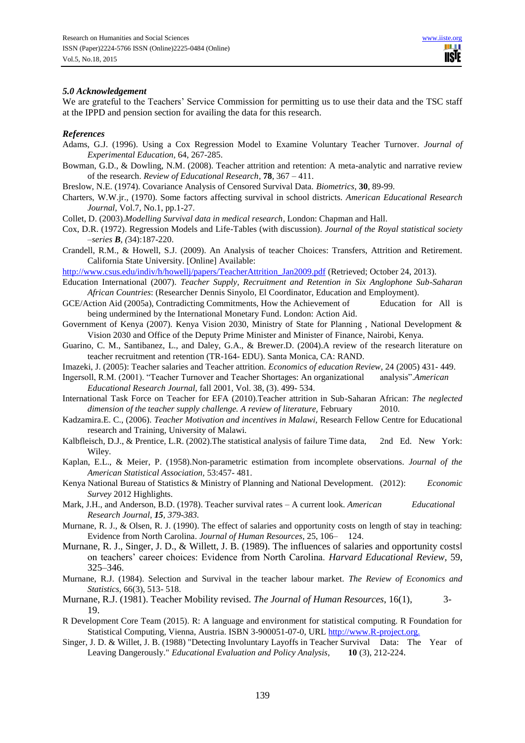### *5.0 Acknowledgement*

We are grateful to the Teachers' Service Commission for permitting us to use their data and the TSC staff at the IPPD and pension section for availing the data for this research.

### *References*

Adams, G.J. (1996). Using a Cox Regression Model to Examine Voluntary Teacher Turnover. *Journal of Experimental Education,* 64, 267-285.

Bowman, G.D., & Dowling, N.M. (2008). Teacher attrition and retention: A meta-analytic and narrative review of the research. *Review of Educational Research*, **78**, 367 – 411.

Breslow, N.E. (1974). Covariance Analysis of Censored Survival Data. *Biometrics,* **30**, 89-99.

Charters, W.W.jr., (1970). Some factors affecting survival in school districts. *American Educational Research Journal,* Vol.7, No.1, pp.1-27.

Collet, D. (2003).*Modelling Survival data in medical research*, London: Chapman and Hall.

Cox, D.R. (1972). Regression Models and Life-Tables (with discussion). *Journal of the Royal statistical society –series **B**, (*34):187-220.

Crandell, R.M., & Howell, S.J. (2009). An Analysis of teacher Choices: Transfers, Attrition and Retirement. California State University. [Online] Available:

http://www.csus.edu/indiv/h/howellj/papers/TeacherAttrition_Jan2009.pdf (Retrieved; October 24, 2013).

Education International (2007). *Teacher Supply, Recruitment and Retention in Six Anglophone Sub-Saharan African Countries*: (Researcher Dennis Sinyolo, El Coordinator, Education and Employment).

GCE/Action Aid (2005a), Contradicting Commitments, How the Achievement of Education for All is being undermined by the International Monetary Fund. London: Action Aid.

Government of Kenya (2007). Kenya Vision 2030, Ministry of State for Planning , National Development & Vision 2030 and Office of the Deputy Prime Minister and Minister of Finance, Nairobi, Kenya.

Guarino, C. M., Santibanez, L., and Daley, G.A., & Brewer.D. (2004).A review of the research literature on teacher recruitment and retention (TR-164- EDU). Santa Monica, CA: RAND.

Imazeki, J. (2005): Teacher salaries and Teacher attrition. *Economics of education Review,* 24 (2005) 431- 449.

Ingersoll, R.M. (2001). "Teacher Turnover and Teacher Shortages: An organizational analysis".*American Educational Research Journal,* fall 2001, Vol. 38, (3). 499- 534.

International Task Force on Teacher for EFA (2010).Teacher attrition in Sub-Saharan African: *The neglected dimension of the teacher supply challenge. A review of literature,* February 2010.

Kadzamira.E. C., (2006). *Teacher Motivation and incentives in Malawi,* Research Fellow Centre for Educational research and Training, University of Malawi.

Kalbfleisch, D.J., & Prentice, L.R. (2002).The statistical analysis of failure Time data, 2nd Ed. New York: Wiley.

Kaplan, E.L., & Meier, P. (1958).Non-parametric estimation from incomplete observations. *Journal of the American Statistical Association,* 53:457- 481.

Kenya National Bureau of Statistics & Ministry of Planning and National Development. (2012): *Economic Survey* 2012 Highlights.

Mark, J.H., and Anderson, B.D. (1978). Teacher survival rates – A current look. *American Educational Research Journal, **15**, 379-383.*

Murnane, R. J., & Olsen, R. J. (1990). The effect of salaries and opportunity costs on length of stay in teaching: Evidence from North Carolina. *Journal of Human Resources*, 25, 106– 124.

Murnane, R. J., Singer, J. D., & Willett, J. B. (1989). The influences of salaries and opportunity costs‖ on teachers' career choices: Evidence from North Carolina. *Harvard Educational Review*, 59, 325–346.

Murnane, R.J. (1984). Selection and Survival in the teacher labour market. *The Review of Economics and Statistics,* 66(3), 513- 518.

Murnane, R.J. (1981). Teacher Mobility revised. *The Journal of Human Resources*, 16(1), 3-19.

R Development Core Team (2015). R: A language and environment for statistical computing. R Foundation for Statistical Computing, Vienna, Austria. ISBN 3-900051-07-0, URL http://www.R-project.org.

Singer, J. D. & Willet, J. B. (1988) "Detecting Involuntary Layoffs in Teacher Survival Data: The Year of Leaving Dangerously." *Educational Evaluation and Policy Analysis*, **10** (3), 212-224.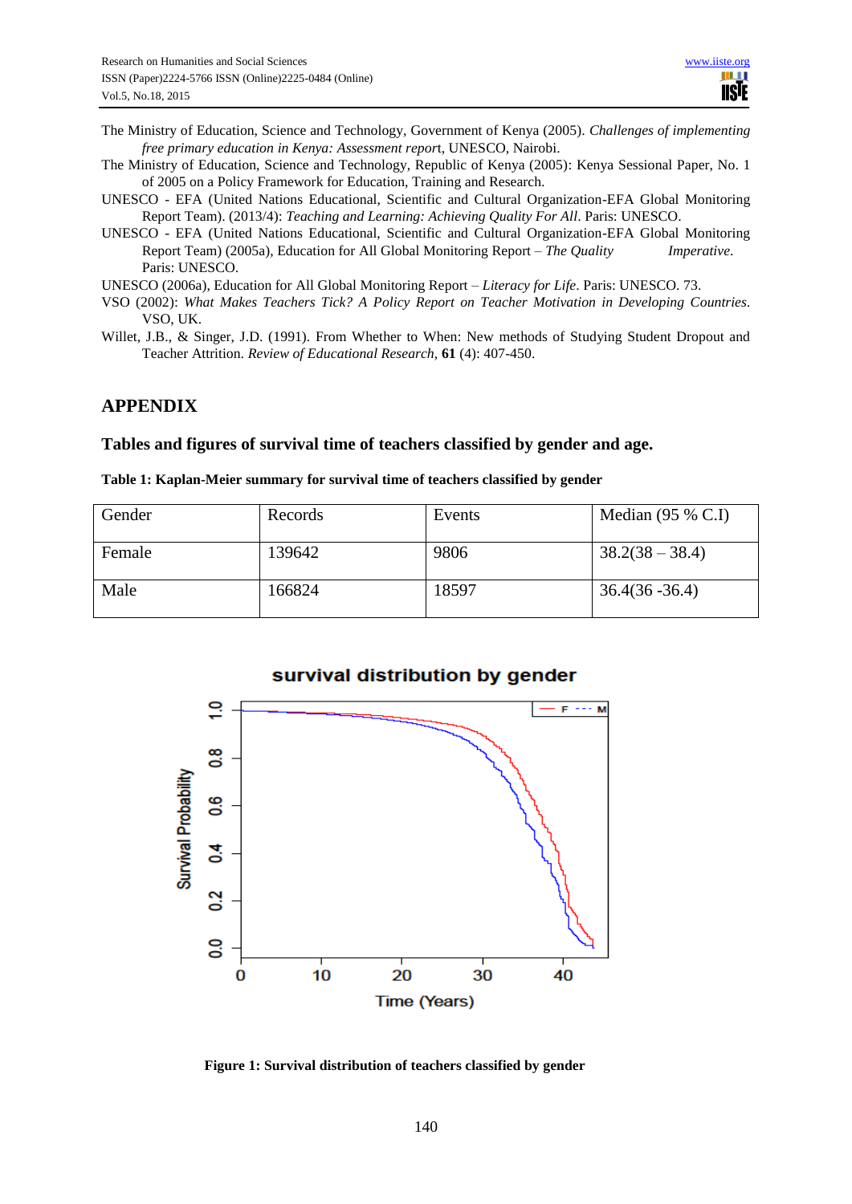The Ministry of Education, Science and Technology, Government of Kenya (2005). *Challenges of implementing free primary education in Kenya: Assessment repor*t, UNESCO, Nairobi.

The Ministry of Education, Science and Technology, Republic of Kenya (2005): Kenya Sessional Paper, No. 1 of 2005 on a Policy Framework for Education, Training and Research.

UNESCO - EFA (United Nations Educational, Scientific and Cultural Organization-EFA Global Monitoring Report Team). (2013/4): *Teaching and Learning: Achieving Quality For All*. Paris: UNESCO.

UNESCO - EFA (United Nations Educational, Scientific and Cultural Organization-EFA Global Monitoring Report Team) (2005a), Education for All Global Monitoring Report – *The Quality Imperative*. Paris: UNESCO.

UNESCO (2006a), Education for All Global Monitoring Report – *Literacy for Life*. Paris: UNESCO. 73.

VSO (2002): *What Makes Teachers Tick? A Policy Report on Teacher Motivation in Developing Countries*. VSO, UK.

Willet, J.B., & Singer, J.D. (1991). From Whether to When: New methods of Studying Student Dropout and Teacher Attrition. *Review of Educational Research*, **61** (4): 407-450.

## APPENDIX

### Tables and figures of survival time of teachers classified by gender and age.

**Table 1: Kaplan-Meier summary for survival time of teachers classified by gender**

| Gender | Records | Events | Median (95 % C.I) |
|---|---|---|---|
| Female | 139642 | 9806 | 38.2(38 – 38.4) |
| Male | 166824 | 18597 | 36.4(36 -36.4) |

**Figure 1: Survival distribution of teachers classified by gender**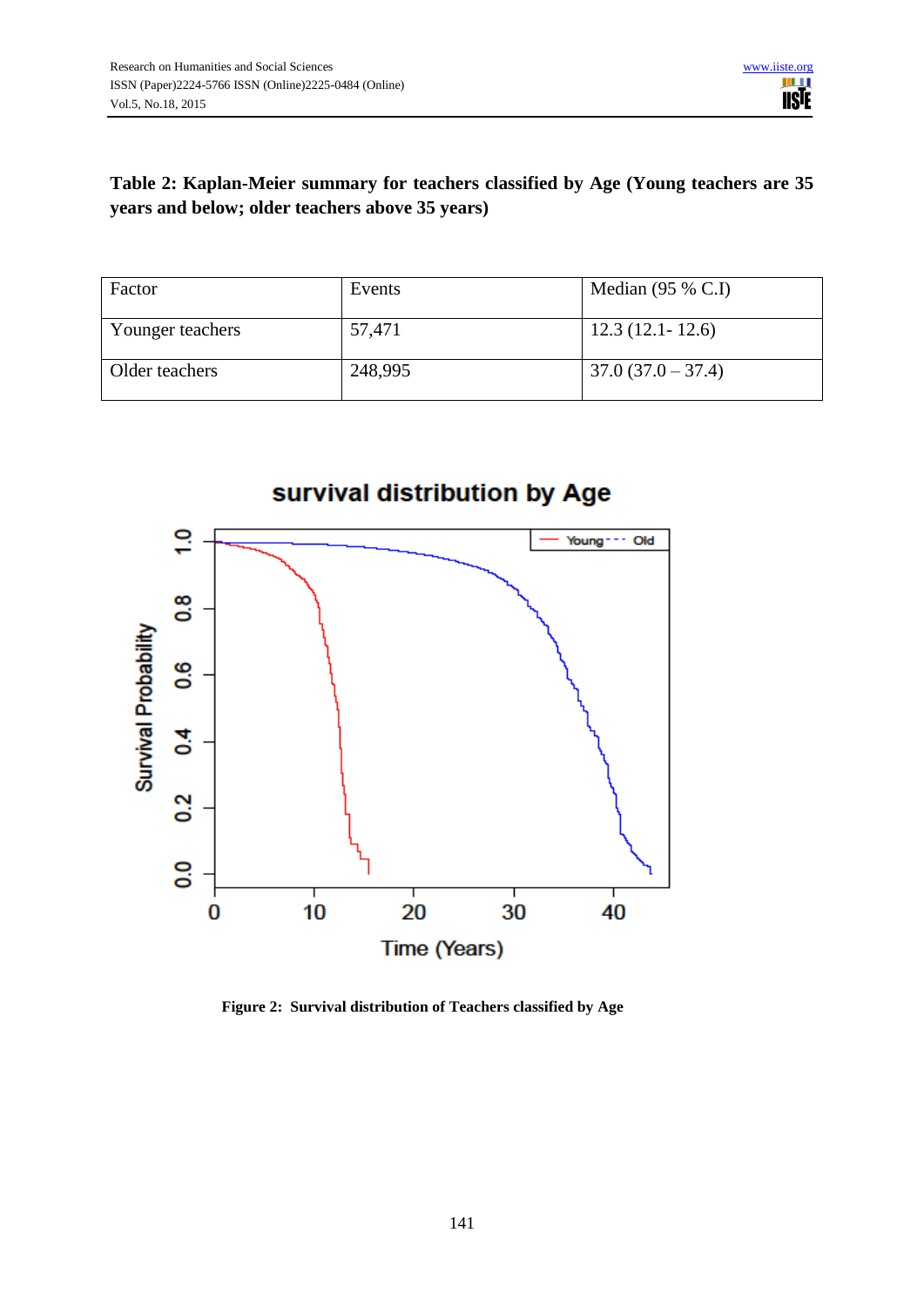**Table 2: Kaplan-Meier summary for teachers classified by Age (Young teachers are 35 years and below; older teachers above 35 years)**

| Factor | Events | Median (95 % C.I) |
| --- | --- | --- |
| Younger teachers | 57,471 | 12.3 (12.1- 12.6) |
| Older teachers | 248,995 | 37.0 (37.0 – 37.4) |

**Figure 2: Survival distribution of Teachers classified by Age**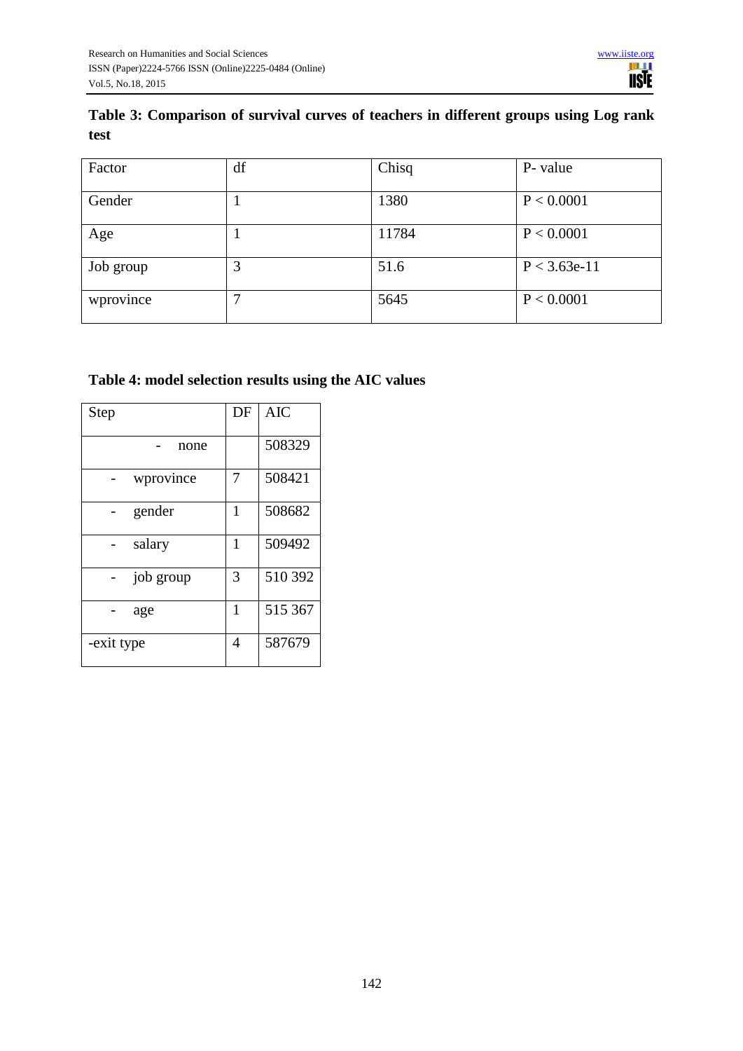**Table 3: Comparison of survival curves of teachers in different groups using Log rank test**

| Factor | df | Chisq | P- value |
|---|---|---|---|
| Gender | 1 | 1380 | P < 0.0001 |
| Age | 1 | 11784 | P < 0.0001 |
| Job group | 3 | 51.6 | P < 3.63e-11 |
| wprovince | 7 | 5645 | P < 0.0001 |

**Table 4: model selection results using the AIC values**

| Step | DF | AIC |
|---|---|---|
| - none | | 508329 |
| - wprovince | 7 | 508421 |
| - gender | 1 | 508682 |
| - salary | 1 | 509492 |
| - job group | 3 | 510 392 |
| - age | 1 | 515 367 |
| -exit type | 4 | 587679 |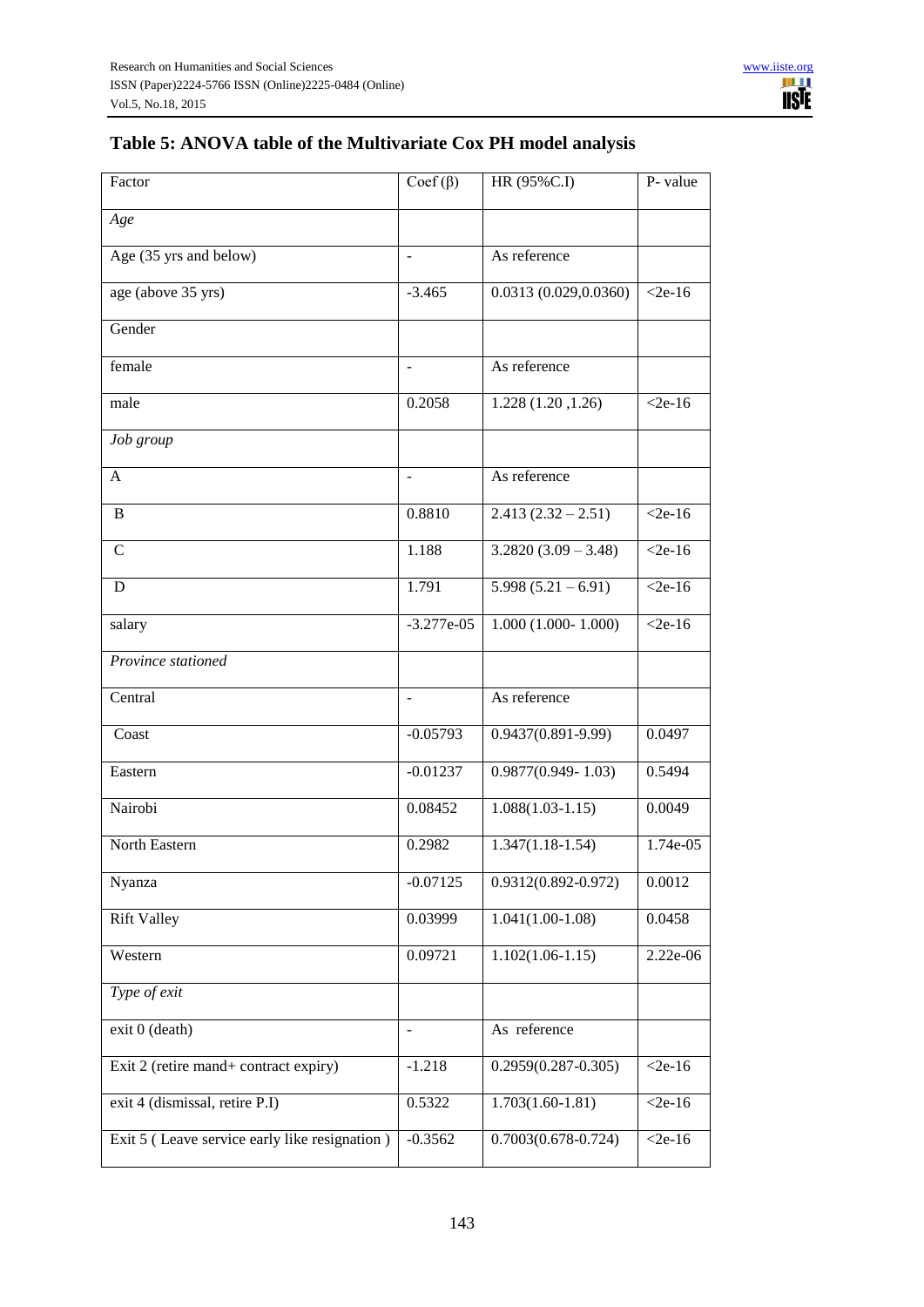## Table 5: ANOVA table of the Multivariate Cox PH model analysis

| Factor | Coef (β) | HR (95%C.I) | P- value |
|---|---|---|---|
| *Age* | | | |
| Age (35 yrs and below) | - | As reference | |
| age (above 35 yrs) | -3.465 | 0.0313 (0.029,0.0360) | <2e-16 |
| Gender | | | |
| female | - | As reference | |
| male | 0.2058 | 1.228 (1.20 ,1.26) | <2e-16 |
| *Job group* | | | |
| A | - | As reference | |
| B | 0.8810 | 2.413 (2.32 – 2.51) | <2e-16 |
| C | 1.188 | 3.2820 (3.09 – 3.48) | <2e-16 |
| D | 1.791 | 5.998 (5.21 – 6.91) | <2e-16 |
| salary | -3.277e-05 | 1.000 (1.000- 1.000) | <2e-16 |
| *Province stationed* | | | |
| Central | - | As reference | |
| Coast | -0.05793 | 0.9437(0.891-9.99) | 0.0497 |
| Eastern | -0.01237 | 0.9877(0.949- 1.03) | 0.5494 |
| Nairobi | 0.08452 | 1.088(1.03-1.15) | 0.0049 |
| North Eastern | 0.2982 | 1.347(1.18-1.54) | 1.74e-05 |
| Nyanza | -0.07125 | 0.9312(0.892-0.972) | 0.0012 |
| Rift Valley | 0.03999 | 1.041(1.00-1.08) | 0.0458 |
| Western | 0.09721 | 1.102(1.06-1.15) | 2.22e-06 |
| *Type of exit* | | | |
| exit 0 (death) | - | As reference | |
| Exit 2 (retire mand+ contract expiry) | -1.218 | 0.2959(0.287-0.305) | <2e-16 |
| exit 4 (dismissal, retire P.I) | 0.5322 | 1.703(1.60-1.81) | <2e-16 |
| Exit 5 ( Leave service early like resignation ) | -0.3562 | 0.7003(0.678-0.724) | <2e-16 |